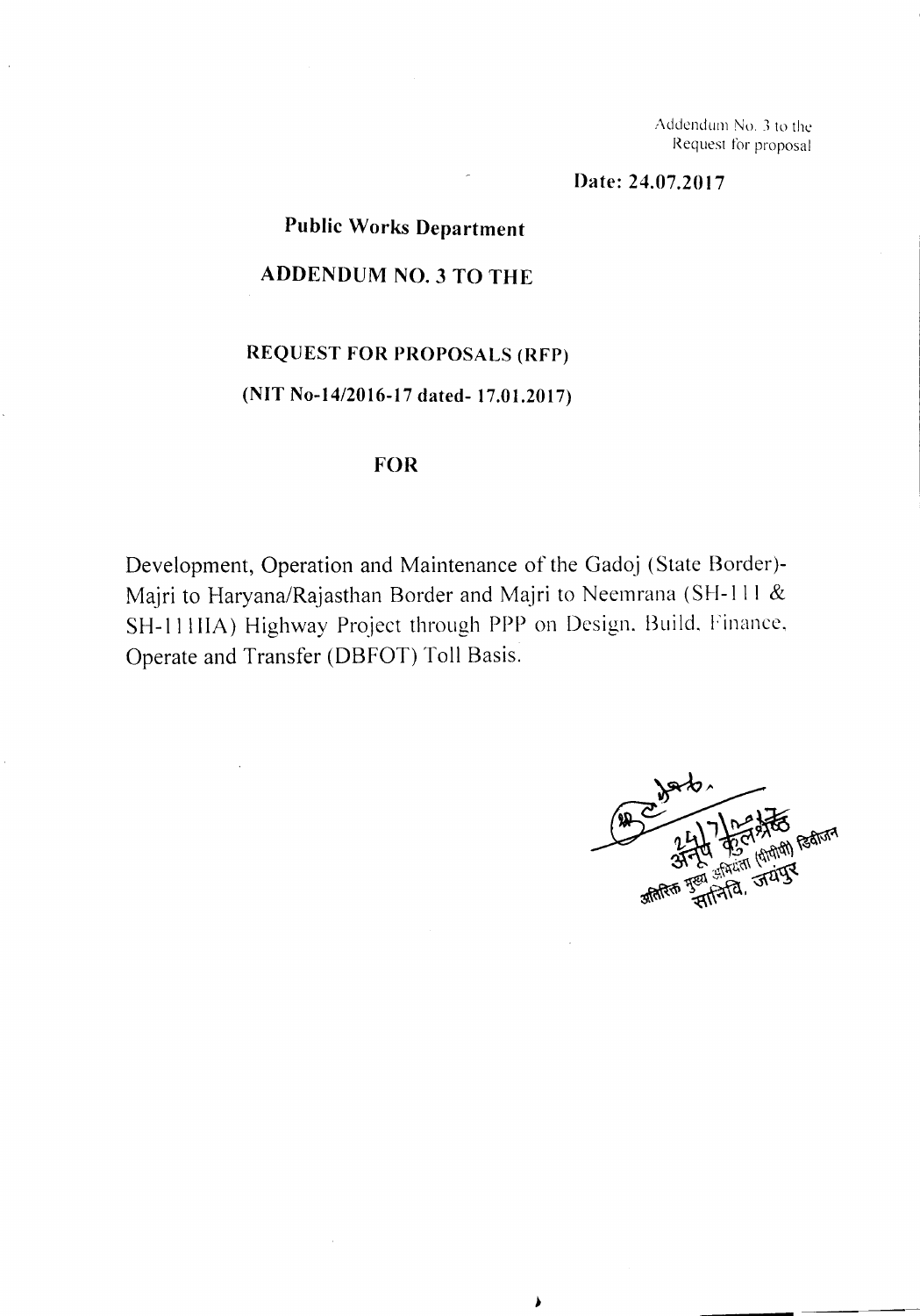Addendum No. 3 to the
Request for proposal

**Date: 24.07.2017**

**Public Works Department**

**ADDENDUM NO. 3 TO THE**

**REQUEST FOR PROPOSALS (RFP)**

**(NIT No-14/2016-17 dated- 17.01.2017)**

**FOR**

Development, Operation and Maintenance of the Gadoj (State Border)-Majri to Haryana/Rajasthan Border and Majri to Neemrana (SH-111 & SH-111IIA) Highway Project through PPP on Design, Build, Finance, Operate and Transfer (DBFOT) Toll Basis.

24/7/2017
अनूप कुलश्रेष्ठ
अतिरिक्त मुख्य अभियंता (पीपीपी) डिवीजन
सानिवि, जयपुर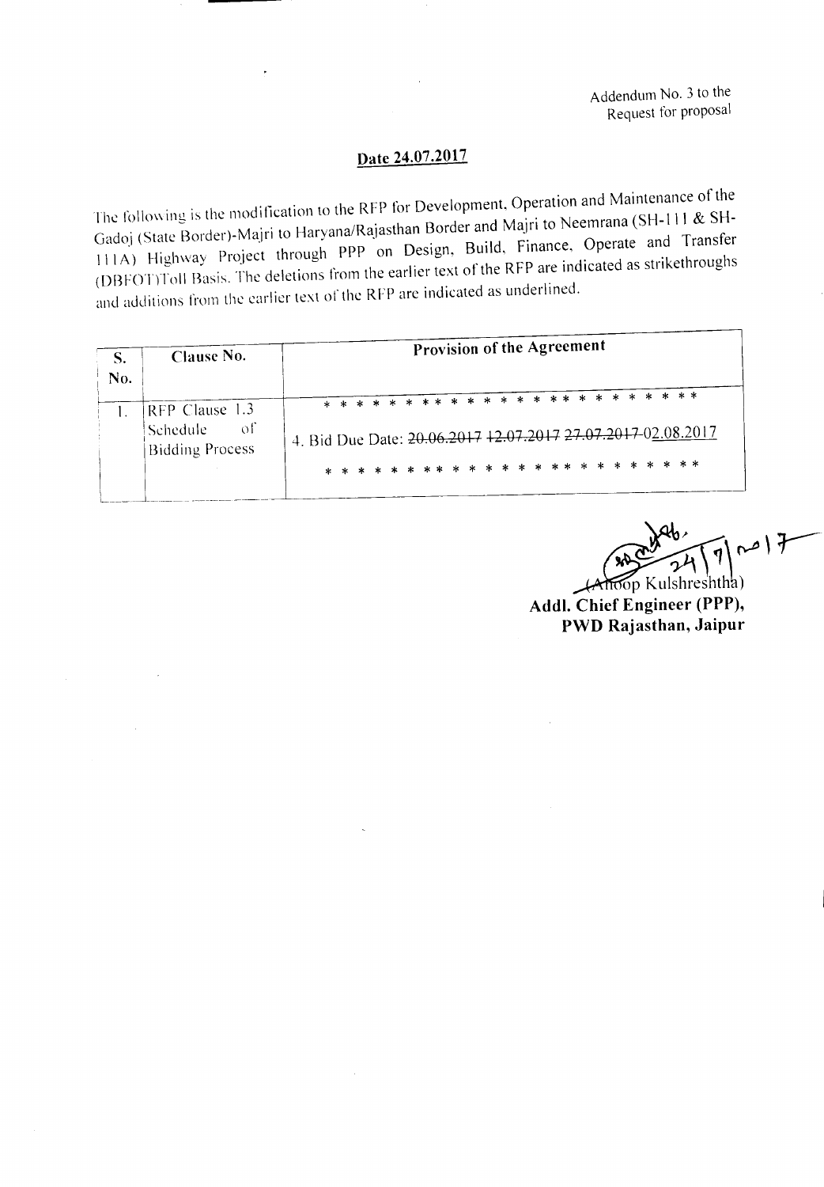Addendum No. 3 to the
Request for proposal

**Date 24.07.2017**

The following is the modification to the RFP for Development, Operation and Maintenance of the Gadoj (State Border)-Majri to Haryana/Rajasthan Border and Majri to Neemrana (SH-111 & SH-111A) Highway Project through PPP on Design, Build, Finance, Operate and Transfer (DBFOT)Toll Basis. The deletions from the earlier text of the RFP are indicated as strikethroughs and additions from the earlier text of the RFP are indicated as underlined.

| S. No. | Clause No. | Provision of the Agreement |
|---|---|---|
| 1. | RFP Clause 1.3 Schedule of Bidding Process | * * * * * * * * * * * * * * * * * * * * * * * *<br>4. Bid Due Date: ~~20.06.2017~~ ~~12.07.2017~~ ~~27.07.2017~~ <u>02.08.2017</u><br>* * * * * * * * * * * * * * * * * * * * * * * * |

24/7/2017

(Anoop Kulshreshtha)
**Addl. Chief Engineer (PPP),**
**PWD Rajasthan, Jaipur**